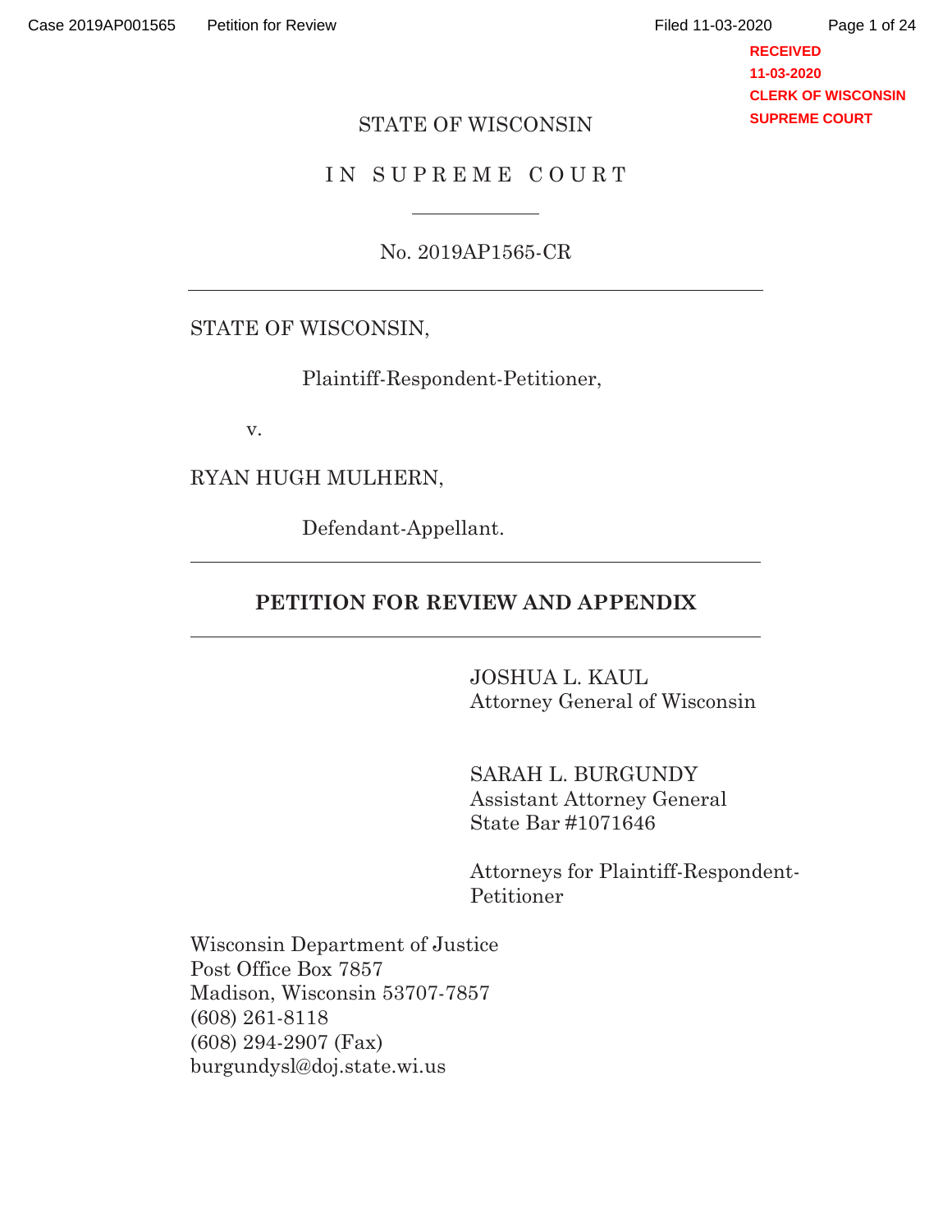STATE OF WISCONSIN

IN SUPREME COURT

No. 2019AP1565-CR

---

STATE OF WISCONSIN,

Plaintiff-Respondent-Petitioner,

v.

RYAN HUGH MULHERN,

Defendant-Appellant.

---

**PETITION FOR REVIEW AND APPENDIX**

---

JOSHUA L. KAUL
Attorney General of Wisconsin

SARAH L. BURGUNDY
Assistant Attorney General
State Bar #1071646

Attorneys for Plaintiff-Respondent-Petitioner

Wisconsin Department of Justice
Post Office Box 7857
Madison, Wisconsin 53707-7857
(608) 261-8118
(608) 294-2907 (Fax)
burgundysl@doj.state.wi.us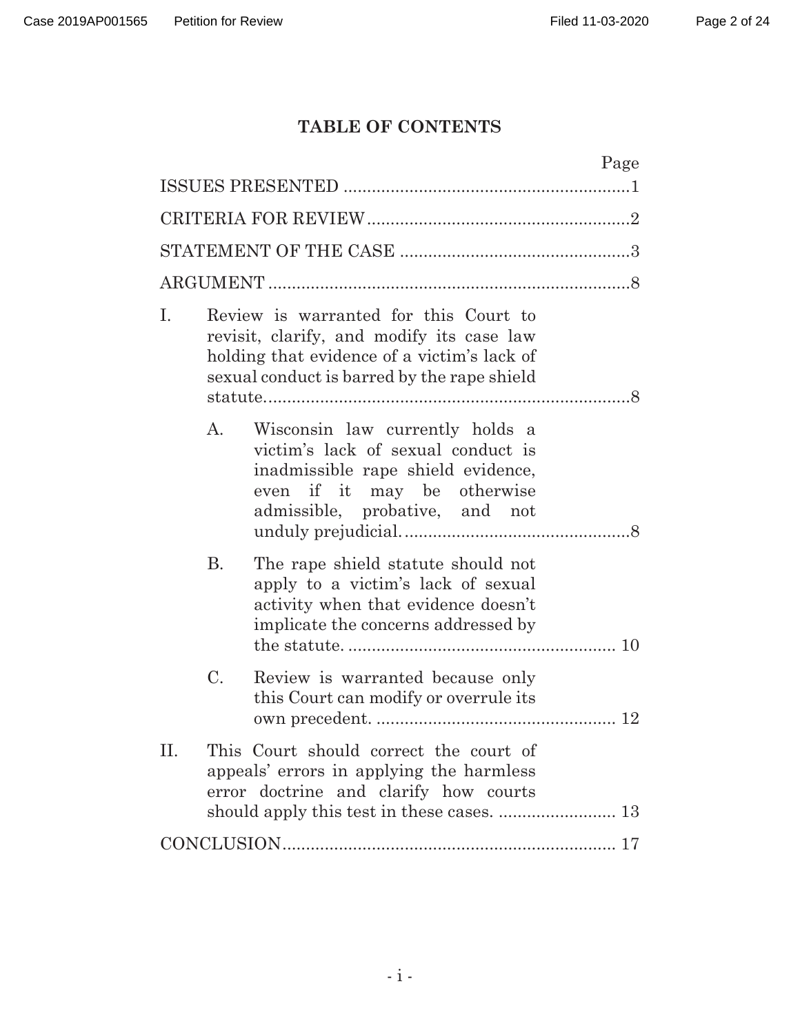## TABLE OF CONTENTS

| | Page |
|---|---|
| ISSUES PRESENTED | 1 |
| CRITERIA FOR REVIEW | 2 |
| STATEMENT OF THE CASE | 3 |
| ARGUMENT | 8 |
| I. Review is warranted for this Court to revisit, clarify, and modify its case law holding that evidence of a victim's lack of sexual conduct is barred by the rape shield statute. | 8 |
| A. Wisconsin law currently holds a victim's lack of sexual conduct is inadmissible rape shield evidence, even if it may be otherwise admissible, probative, and not unduly prejudicial. | 8 |
| B. The rape shield statute should not apply to a victim's lack of sexual activity when that evidence doesn't implicate the concerns addressed by the statute. | 10 |
| C. Review is warranted because only this Court can modify or overrule its own precedent. | 12 |
| II. This Court should correct the court of appeals' errors in applying the harmless error doctrine and clarify how courts should apply this test in these cases. | 13 |
| CONCLUSION | 17 |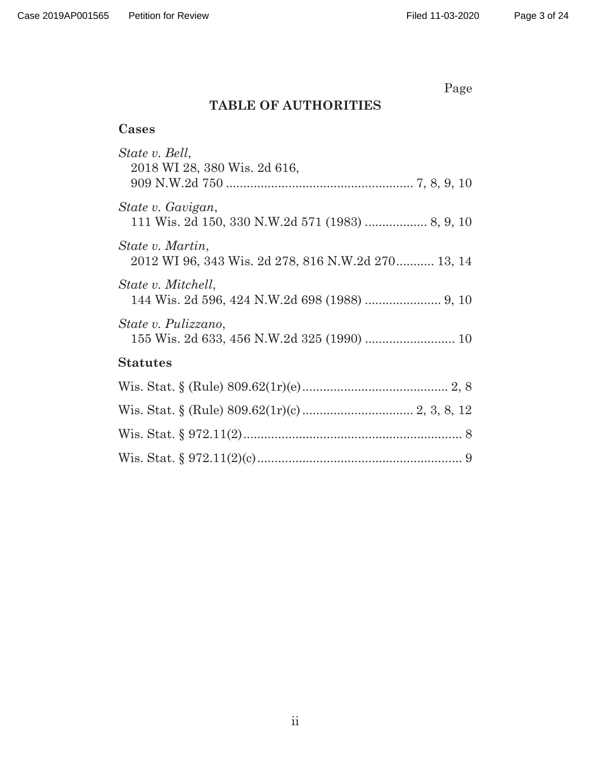Page

## TABLE OF AUTHORITIES

### Cases

*State v. Bell*,
2018 WI 28, 380 Wis. 2d 616,
909 N.W.2d 750 ..................................................... 7, 8, 9, 10

*State v. Gavigan*,
111 Wis. 2d 150, 330 N.W.2d 571 (1983) ................. 8, 9, 10

*State v. Martin*,
2012 WI 96, 343 Wis. 2d 278, 816 N.W.2d 270........... 13, 14

*State v. Mitchell*,
144 Wis. 2d 596, 424 N.W.2d 698 (1988) ..................... 9, 10

*State v. Pulizzano*,
155 Wis. 2d 633, 456 N.W.2d 325 (1990) .......................... 10

### Statutes

Wis. Stat. § (Rule) 809.62(1r)(e).......................................... 2, 8

Wis. Stat. § (Rule) 809.62(1r)(c) ................................ 2, 3, 8, 12

Wis. Stat. § 972.11(2)............................................................... 8

Wis. Stat. § 972.11(2)(c).......................................................... 9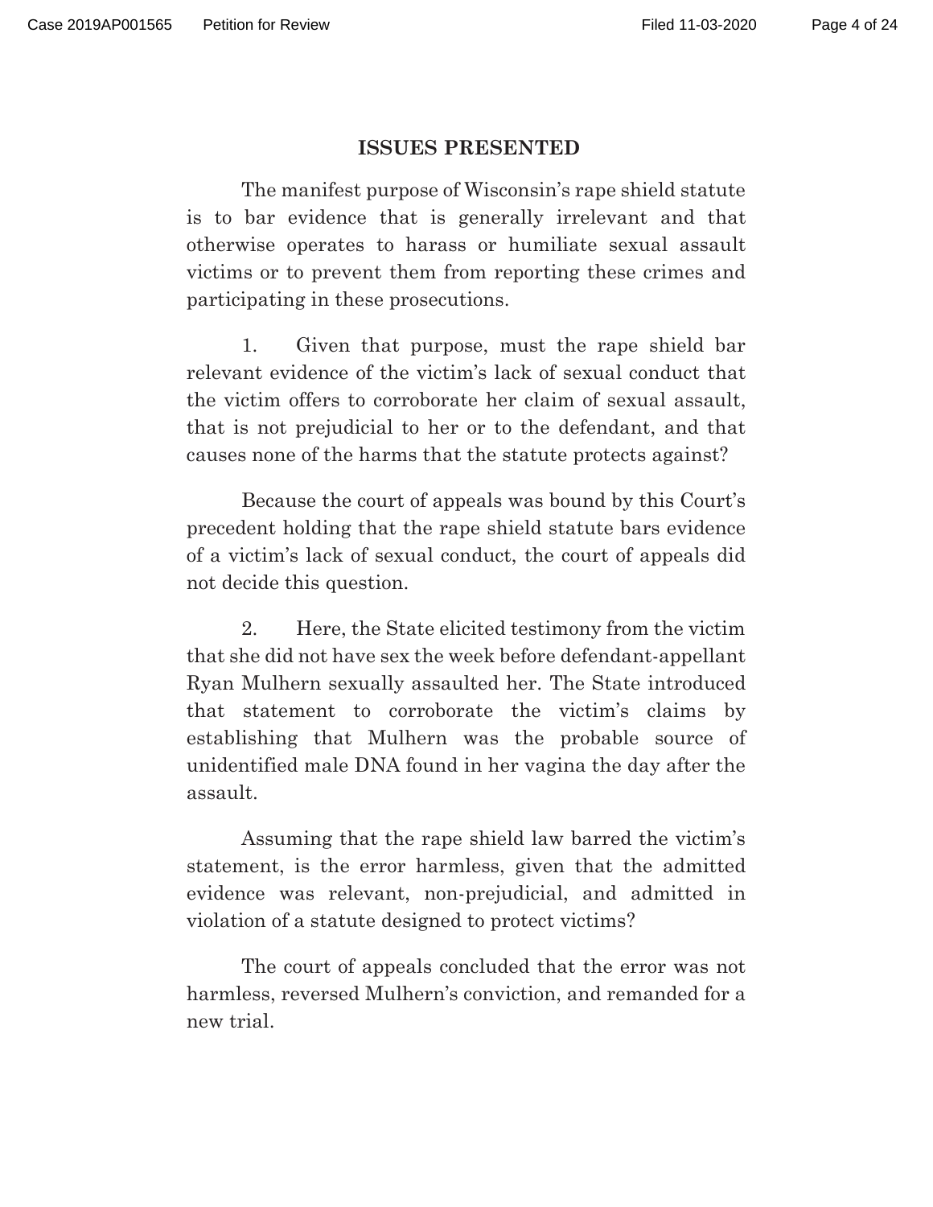## ISSUES PRESENTED

The manifest purpose of Wisconsin's rape shield statute is to bar evidence that is generally irrelevant and that otherwise operates to harass or humiliate sexual assault victims or to prevent them from reporting these crimes and participating in these prosecutions.

1. Given that purpose, must the rape shield bar relevant evidence of the victim's lack of sexual conduct that the victim offers to corroborate her claim of sexual assault, that is not prejudicial to her or to the defendant, and that causes none of the harms that the statute protects against?

Because the court of appeals was bound by this Court's precedent holding that the rape shield statute bars evidence of a victim's lack of sexual conduct, the court of appeals did not decide this question.

2. Here, the State elicited testimony from the victim that she did not have sex the week before defendant-appellant Ryan Mulhern sexually assaulted her. The State introduced that statement to corroborate the victim's claims by establishing that Mulhern was the probable source of unidentified male DNA found in her vagina the day after the assault.

Assuming that the rape shield law barred the victim's statement, is the error harmless, given that the admitted evidence was relevant, non-prejudicial, and admitted in violation of a statute designed to protect victims?

The court of appeals concluded that the error was not harmless, reversed Mulhern's conviction, and remanded for a new trial.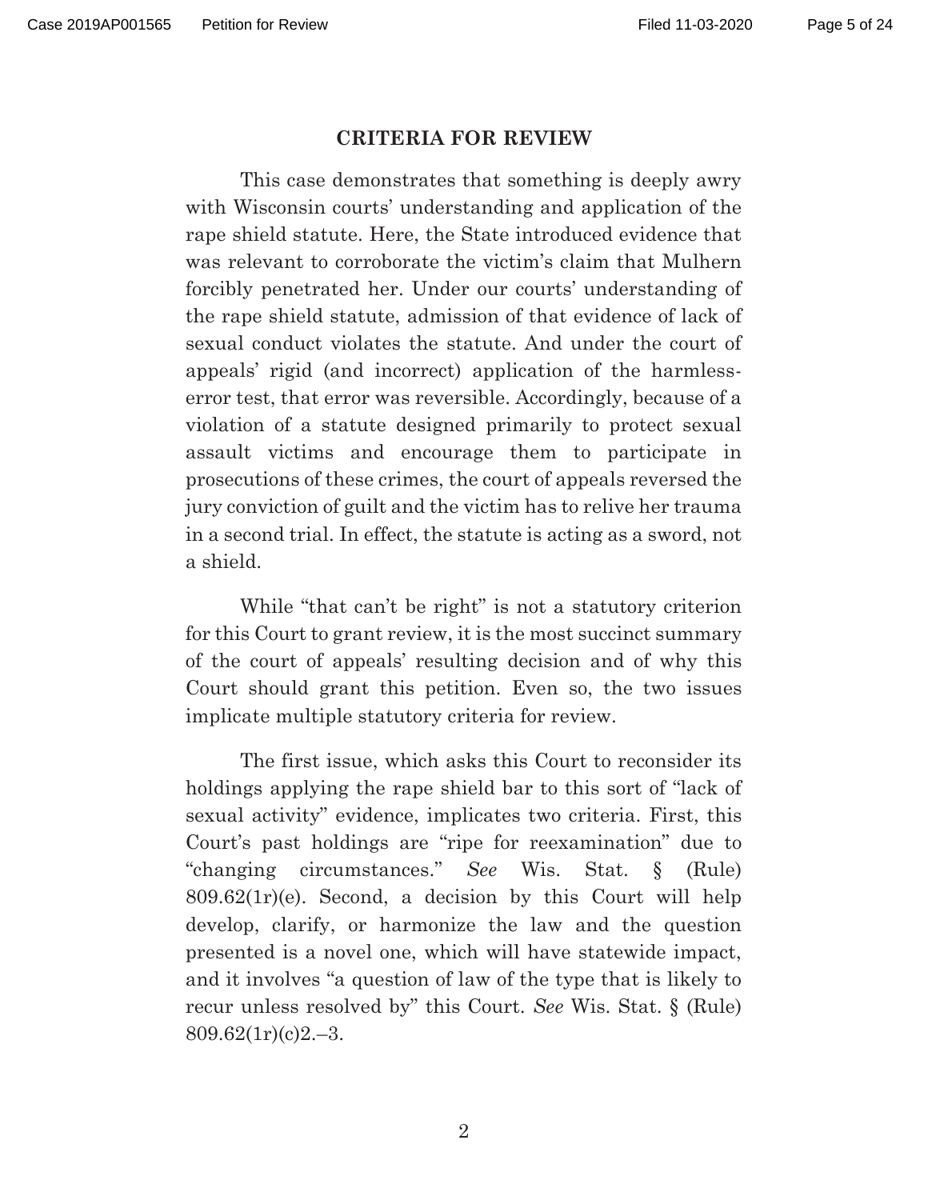## CRITERIA FOR REVIEW

This case demonstrates that something is deeply awry with Wisconsin courts' understanding and application of the rape shield statute. Here, the State introduced evidence that was relevant to corroborate the victim's claim that Mulhern forcibly penetrated her. Under our courts' understanding of the rape shield statute, admission of that evidence of lack of sexual conduct violates the statute. And under the court of appeals' rigid (and incorrect) application of the harmless-error test, that error was reversible. Accordingly, because of a violation of a statute designed primarily to protect sexual assault victims and encourage them to participate in prosecutions of these crimes, the court of appeals reversed the jury conviction of guilt and the victim has to relive her trauma in a second trial. In effect, the statute is acting as a sword, not a shield.

While "that can't be right" is not a statutory criterion for this Court to grant review, it is the most succinct summary of the court of appeals' resulting decision and of why this Court should grant this petition. Even so, the two issues implicate multiple statutory criteria for review.

The first issue, which asks this Court to reconsider its holdings applying the rape shield bar to this sort of "lack of sexual activity" evidence, implicates two criteria. First, this Court's past holdings are "ripe for reexamination" due to "changing circumstances." *See* Wis. Stat. § (Rule) 809.62(1r)(e). Second, a decision by this Court will help develop, clarify, or harmonize the law and the question presented is a novel one, which will have statewide impact, and it involves "a question of law of the type that is likely to recur unless resolved by" this Court. *See* Wis. Stat. § (Rule) 809.62(1r)(c)2.–3.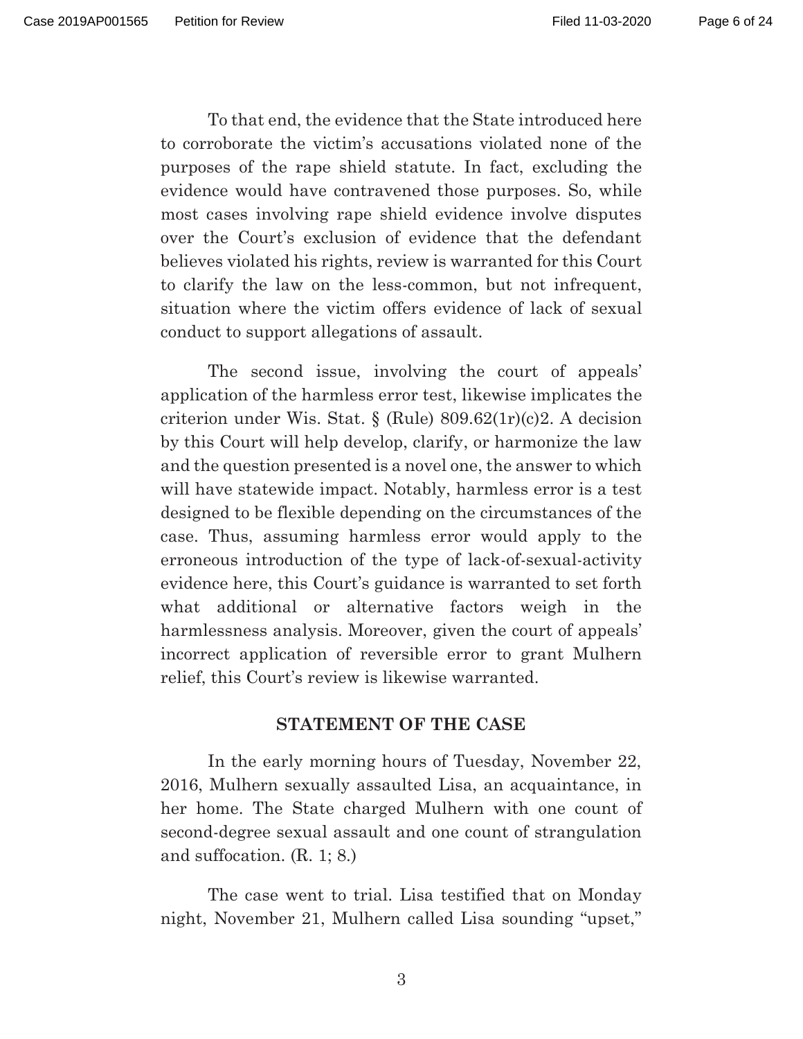To that end, the evidence that the State introduced here to corroborate the victim's accusations violated none of the purposes of the rape shield statute. In fact, excluding the evidence would have contravened those purposes. So, while most cases involving rape shield evidence involve disputes over the Court's exclusion of evidence that the defendant believes violated his rights, review is warranted for this Court to clarify the law on the less-common, but not infrequent, situation where the victim offers evidence of lack of sexual conduct to support allegations of assault.

The second issue, involving the court of appeals' application of the harmless error test, likewise implicates the criterion under Wis. Stat. § (Rule) 809.62(1r)(c)2. A decision by this Court will help develop, clarify, or harmonize the law and the question presented is a novel one, the answer to which will have statewide impact. Notably, harmless error is a test designed to be flexible depending on the circumstances of the case. Thus, assuming harmless error would apply to the erroneous introduction of the type of lack-of-sexual-activity evidence here, this Court's guidance is warranted to set forth what additional or alternative factors weigh in the harmlessness analysis. Moreover, given the court of appeals' incorrect application of reversible error to grant Mulhern relief, this Court's review is likewise warranted.

## STATEMENT OF THE CASE

In the early morning hours of Tuesday, November 22, 2016, Mulhern sexually assaulted Lisa, an acquaintance, in her home. The State charged Mulhern with one count of second-degree sexual assault and one count of strangulation and suffocation. (R. 1; 8.)

The case went to trial. Lisa testified that on Monday night, November 21, Mulhern called Lisa sounding "upset,"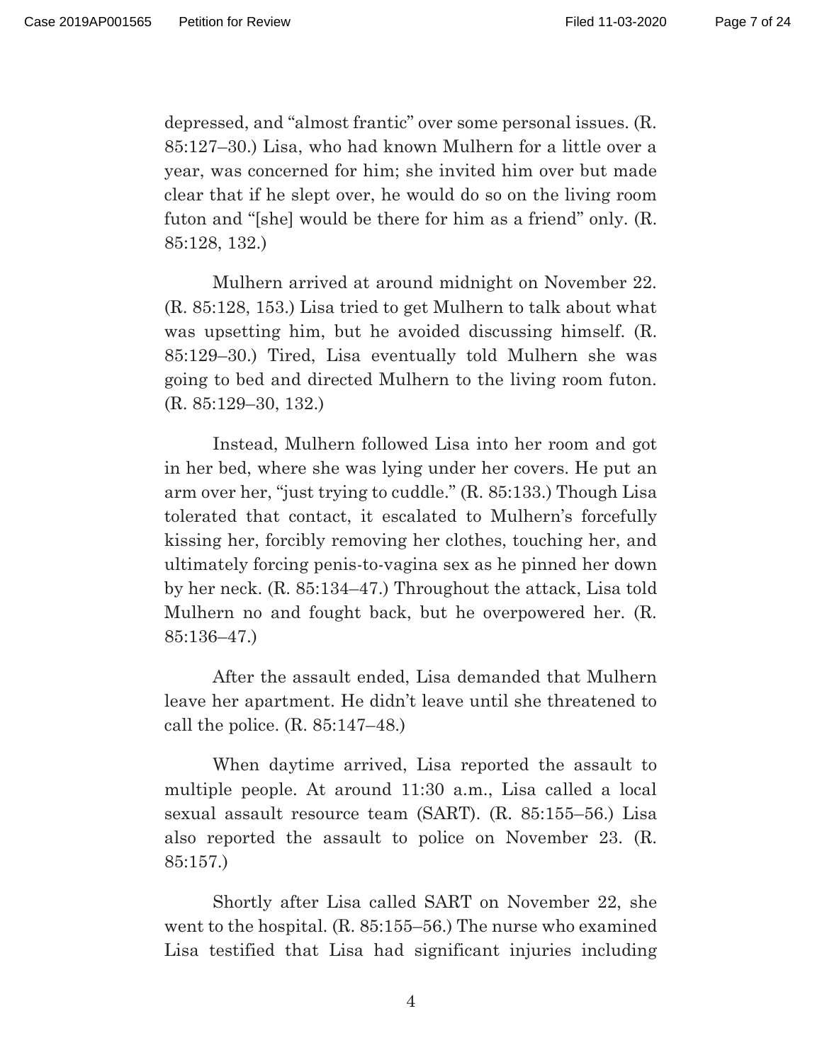depressed, and "almost frantic" over some personal issues. (R. 85:127–30.) Lisa, who had known Mulhern for a little over a year, was concerned for him; she invited him over but made clear that if he slept over, he would do so on the living room futon and "[she] would be there for him as a friend" only. (R. 85:128, 132.)

Mulhern arrived at around midnight on November 22. (R. 85:128, 153.) Lisa tried to get Mulhern to talk about what was upsetting him, but he avoided discussing himself. (R. 85:129–30.) Tired, Lisa eventually told Mulhern she was going to bed and directed Mulhern to the living room futon. (R. 85:129–30, 132.)

Instead, Mulhern followed Lisa into her room and got in her bed, where she was lying under her covers. He put an arm over her, "just trying to cuddle." (R. 85:133.) Though Lisa tolerated that contact, it escalated to Mulhern's forcefully kissing her, forcibly removing her clothes, touching her, and ultimately forcing penis-to-vagina sex as he pinned her down by her neck. (R. 85:134–47.) Throughout the attack, Lisa told Mulhern no and fought back, but he overpowered her. (R. 85:136–47.)

After the assault ended, Lisa demanded that Mulhern leave her apartment. He didn't leave until she threatened to call the police. (R. 85:147–48.)

When daytime arrived, Lisa reported the assault to multiple people. At around 11:30 a.m., Lisa called a local sexual assault resource team (SART). (R. 85:155–56.) Lisa also reported the assault to police on November 23. (R. 85:157.)

Shortly after Lisa called SART on November 22, she went to the hospital. (R. 85:155–56.) The nurse who examined Lisa testified that Lisa had significant injuries including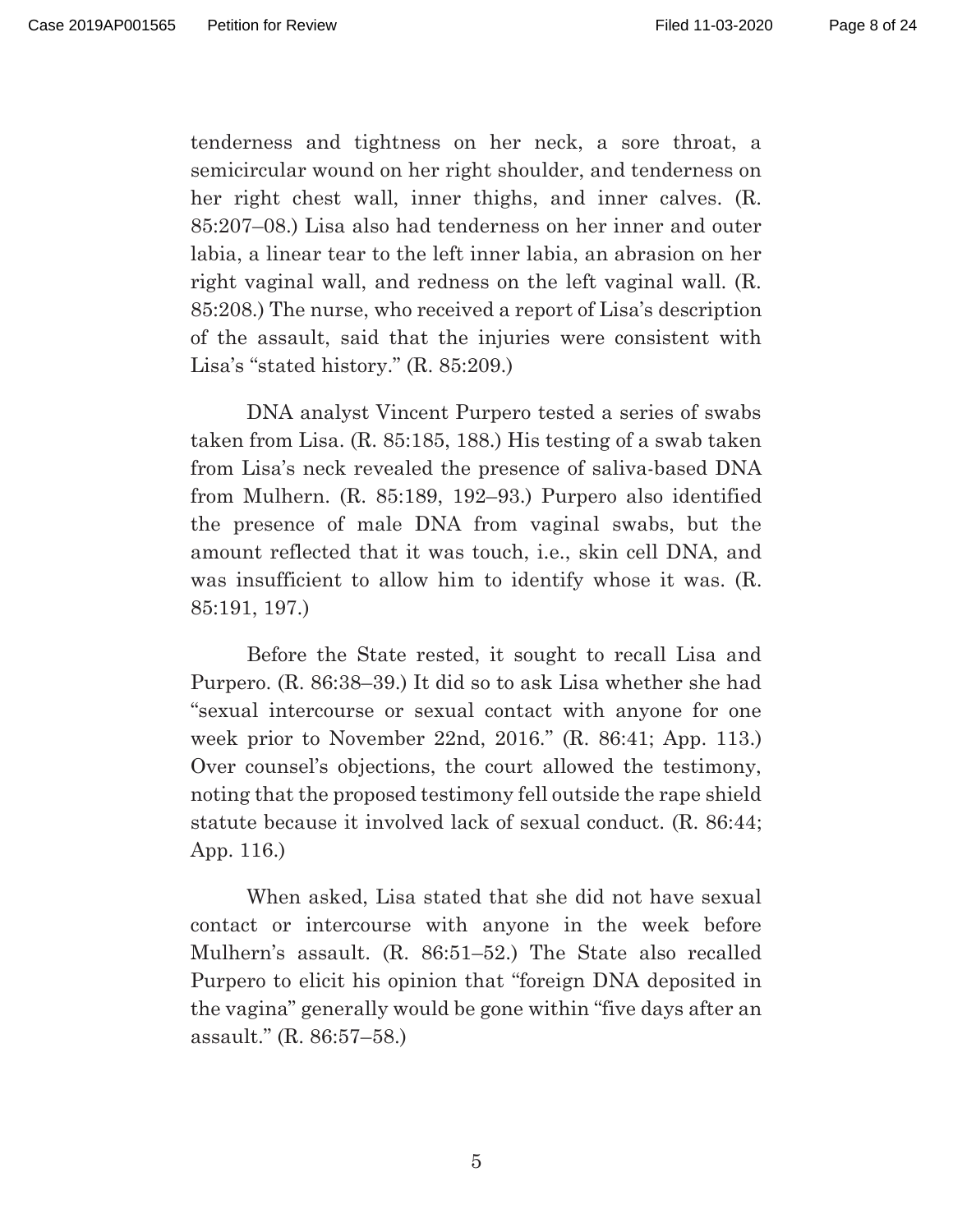tenderness and tightness on her neck, a sore throat, a semicircular wound on her right shoulder, and tenderness on her right chest wall, inner thighs, and inner calves. (R. 85:207–08.) Lisa also had tenderness on her inner and outer labia, a linear tear to the left inner labia, an abrasion on her right vaginal wall, and redness on the left vaginal wall. (R. 85:208.) The nurse, who received a report of Lisa's description of the assault, said that the injuries were consistent with Lisa's "stated history." (R. 85:209.)

DNA analyst Vincent Purpero tested a series of swabs taken from Lisa. (R. 85:185, 188.) His testing of a swab taken from Lisa's neck revealed the presence of saliva-based DNA from Mulhern. (R. 85:189, 192–93.) Purpero also identified the presence of male DNA from vaginal swabs, but the amount reflected that it was touch, i.e., skin cell DNA, and was insufficient to allow him to identify whose it was. (R. 85:191, 197.)

Before the State rested, it sought to recall Lisa and Purpero. (R. 86:38–39.) It did so to ask Lisa whether she had "sexual intercourse or sexual contact with anyone for one week prior to November 22nd, 2016." (R. 86:41; App. 113.) Over counsel's objections, the court allowed the testimony, noting that the proposed testimony fell outside the rape shield statute because it involved lack of sexual conduct. (R. 86:44; App. 116.)

When asked, Lisa stated that she did not have sexual contact or intercourse with anyone in the week before Mulhern's assault. (R. 86:51–52.) The State also recalled Purpero to elicit his opinion that "foreign DNA deposited in the vagina" generally would be gone within "five days after an assault." (R. 86:57–58.)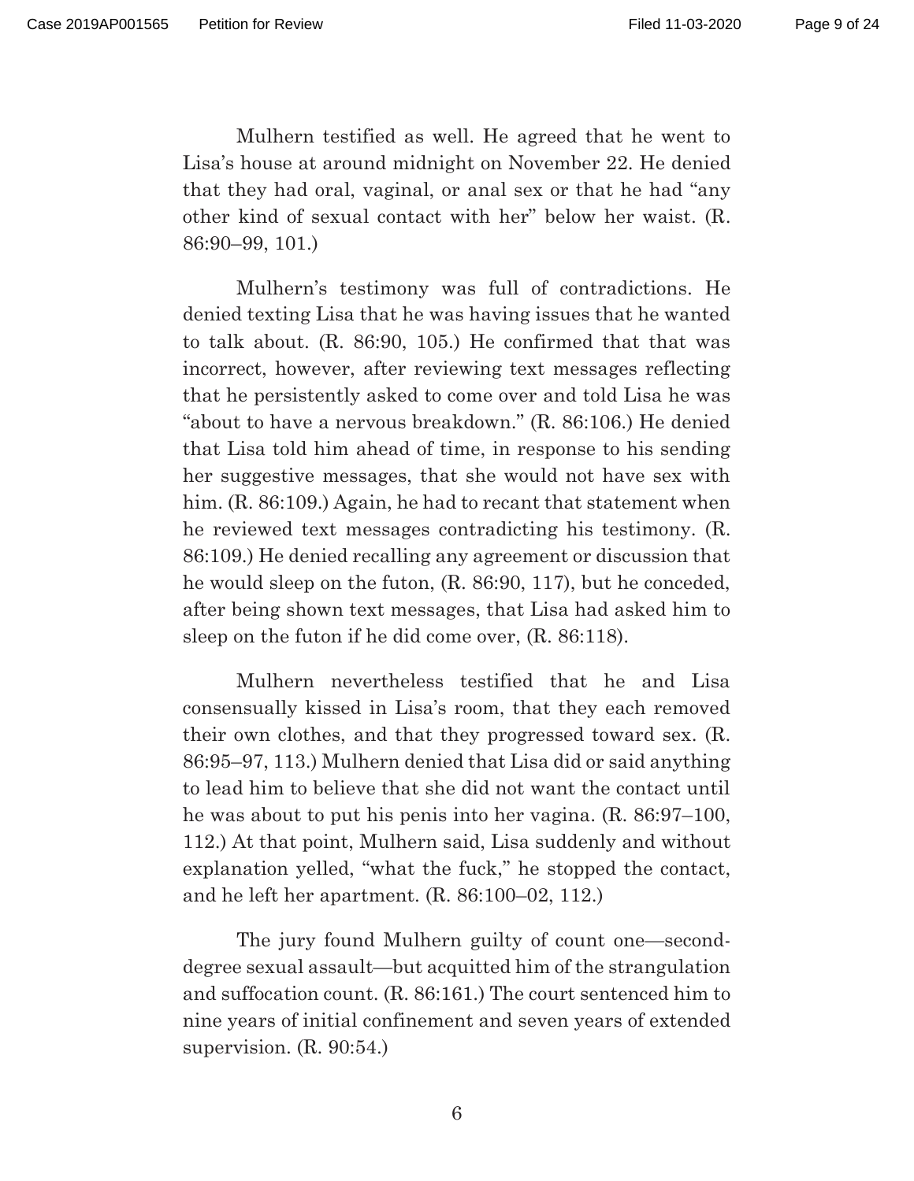Mulhern testified as well. He agreed that he went to Lisa's house at around midnight on November 22. He denied that they had oral, vaginal, or anal sex or that he had "any other kind of sexual contact with her" below her waist. (R. 86:90–99, 101.)

Mulhern's testimony was full of contradictions. He denied texting Lisa that he was having issues that he wanted to talk about. (R. 86:90, 105.) He confirmed that that was incorrect, however, after reviewing text messages reflecting that he persistently asked to come over and told Lisa he was "about to have a nervous breakdown." (R. 86:106.) He denied that Lisa told him ahead of time, in response to his sending her suggestive messages, that she would not have sex with him. (R. 86:109.) Again, he had to recant that statement when he reviewed text messages contradicting his testimony. (R. 86:109.) He denied recalling any agreement or discussion that he would sleep on the futon, (R. 86:90, 117), but he conceded, after being shown text messages, that Lisa had asked him to sleep on the futon if he did come over, (R. 86:118).

Mulhern nevertheless testified that he and Lisa consensually kissed in Lisa's room, that they each removed their own clothes, and that they progressed toward sex. (R. 86:95–97, 113.) Mulhern denied that Lisa did or said anything to lead him to believe that she did not want the contact until he was about to put his penis into her vagina. (R. 86:97–100, 112.) At that point, Mulhern said, Lisa suddenly and without explanation yelled, "what the fuck," he stopped the contact, and he left her apartment. (R. 86:100–02, 112.)

The jury found Mulhern guilty of count one—second-degree sexual assault—but acquitted him of the strangulation and suffocation count. (R. 86:161.) The court sentenced him to nine years of initial confinement and seven years of extended supervision. (R. 90:54.)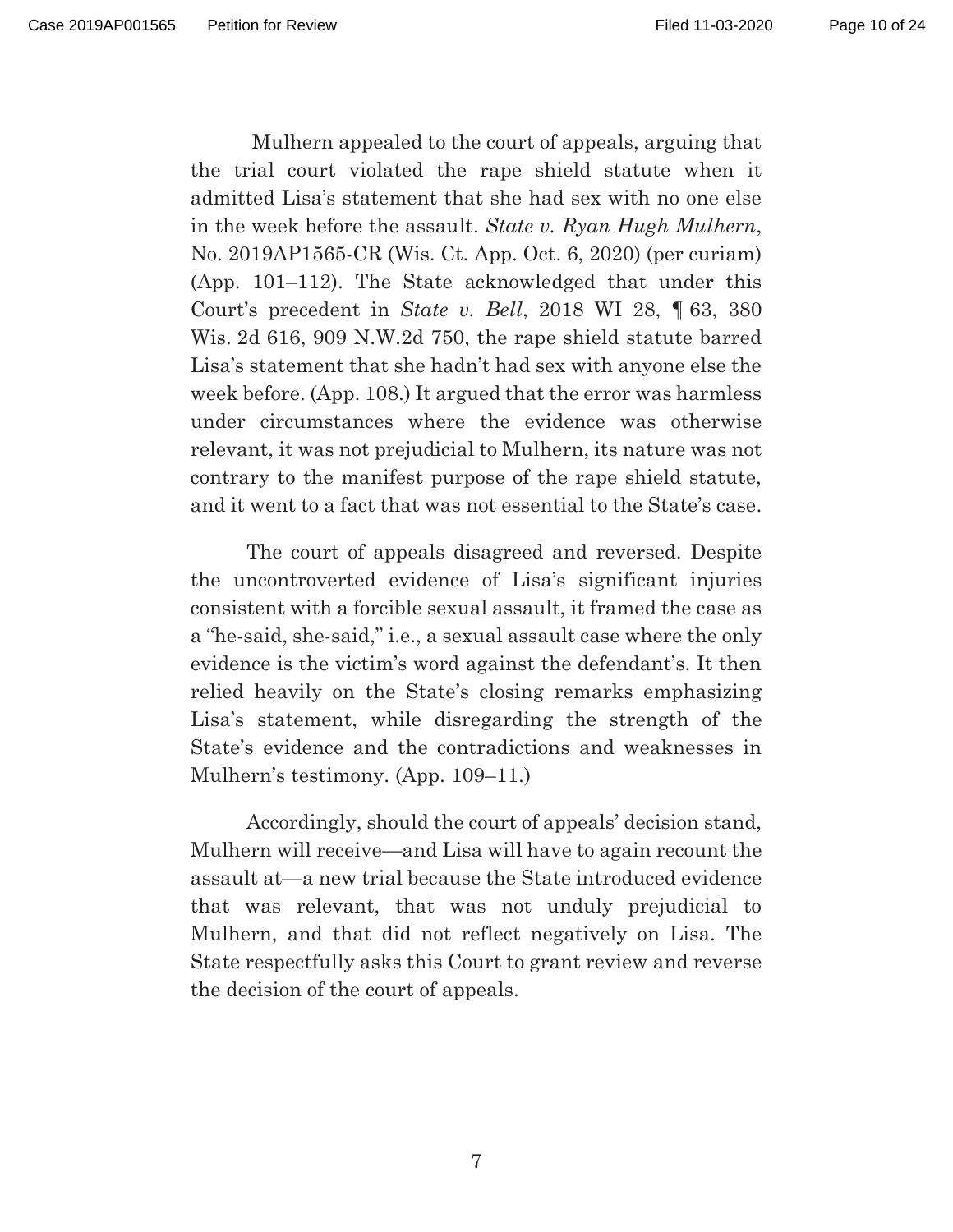Mulhern appealed to the court of appeals, arguing that the trial court violated the rape shield statute when it admitted Lisa's statement that she had sex with no one else in the week before the assault. *State v. Ryan Hugh Mulhern*, No. 2019AP1565-CR (Wis. Ct. App. Oct. 6, 2020) (per curiam) (App. 101–112). The State acknowledged that under this Court's precedent in *State v. Bell*, 2018 WI 28, ¶ 63, 380 Wis. 2d 616, 909 N.W.2d 750, the rape shield statute barred Lisa's statement that she hadn't had sex with anyone else the week before. (App. 108.) It argued that the error was harmless under circumstances where the evidence was otherwise relevant, it was not prejudicial to Mulhern, its nature was not contrary to the manifest purpose of the rape shield statute, and it went to a fact that was not essential to the State's case.

The court of appeals disagreed and reversed. Despite the uncontroverted evidence of Lisa's significant injuries consistent with a forcible sexual assault, it framed the case as a "he-said, she-said," i.e., a sexual assault case where the only evidence is the victim's word against the defendant's. It then relied heavily on the State's closing remarks emphasizing Lisa's statement, while disregarding the strength of the State's evidence and the contradictions and weaknesses in Mulhern's testimony. (App. 109–11.)

Accordingly, should the court of appeals' decision stand, Mulhern will receive—and Lisa will have to again recount the assault at—a new trial because the State introduced evidence that was relevant, that was not unduly prejudicial to Mulhern, and that did not reflect negatively on Lisa. The State respectfully asks this Court to grant review and reverse the decision of the court of appeals.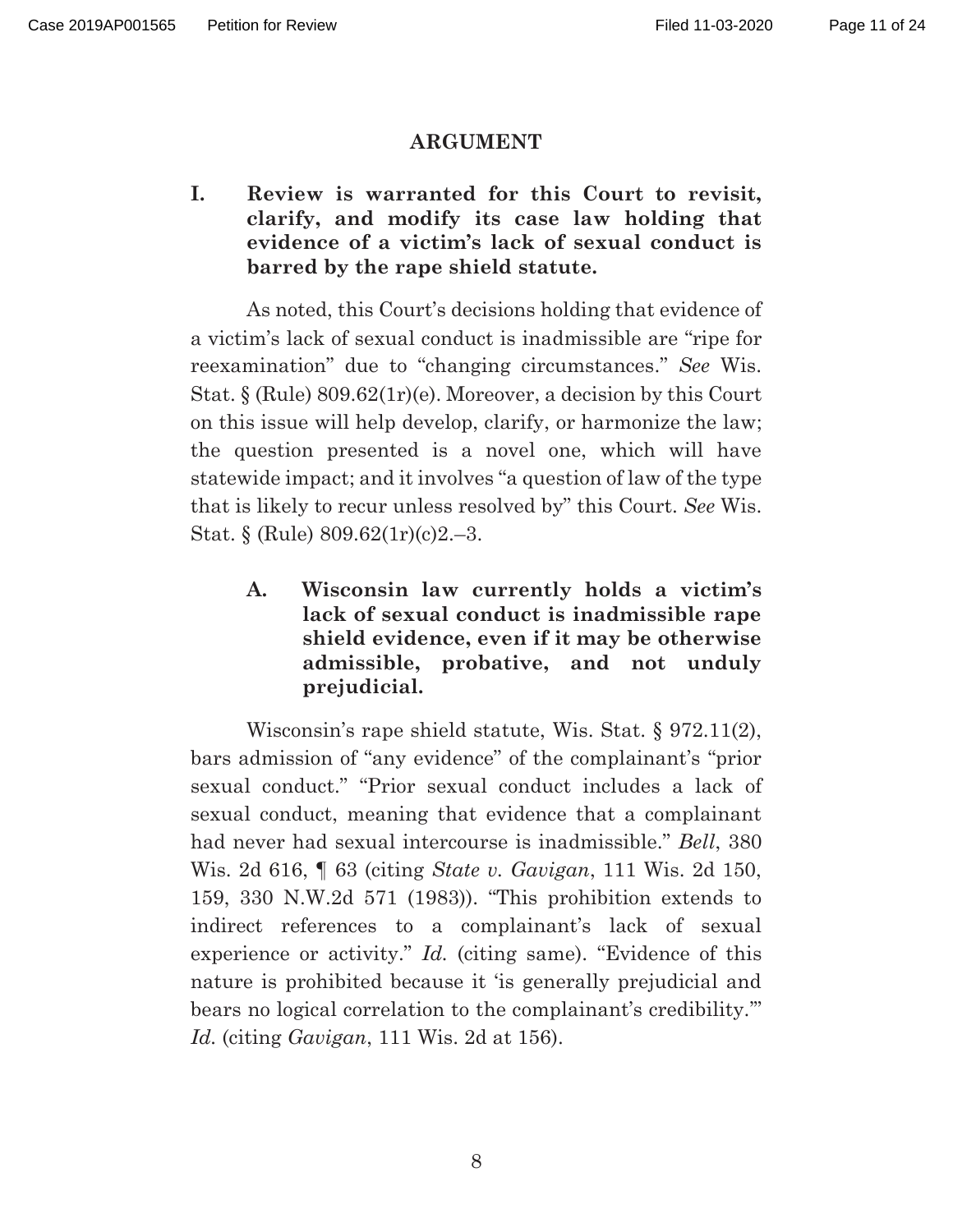## ARGUMENT

### I. Review is warranted for this Court to revisit, clarify, and modify its case law holding that evidence of a victim's lack of sexual conduct is barred by the rape shield statute.

As noted, this Court's decisions holding that evidence of a victim's lack of sexual conduct is inadmissible are "ripe for reexamination" due to "changing circumstances." *See* Wis. Stat. § (Rule) 809.62(1r)(e). Moreover, a decision by this Court on this issue will help develop, clarify, or harmonize the law; the question presented is a novel one, which will have statewide impact; and it involves "a question of law of the type that is likely to recur unless resolved by" this Court. *See* Wis. Stat. § (Rule) 809.62(1r)(c)2.–3.

#### A. Wisconsin law currently holds a victim's lack of sexual conduct is inadmissible rape shield evidence, even if it may be otherwise admissible, probative, and not unduly prejudicial.

Wisconsin's rape shield statute, Wis. Stat. § 972.11(2), bars admission of "any evidence" of the complainant's "prior sexual conduct." "Prior sexual conduct includes a lack of sexual conduct, meaning that evidence that a complainant had never had sexual intercourse is inadmissible." *Bell*, 380 Wis. 2d 616, ¶ 63 (citing *State v. Gavigan*, 111 Wis. 2d 150, 159, 330 N.W.2d 571 (1983)). "This prohibition extends to indirect references to a complainant's lack of sexual experience or activity." *Id.* (citing same). "Evidence of this nature is prohibited because it 'is generally prejudicial and bears no logical correlation to the complainant's credibility.'" *Id.* (citing *Gavigan*, 111 Wis. 2d at 156).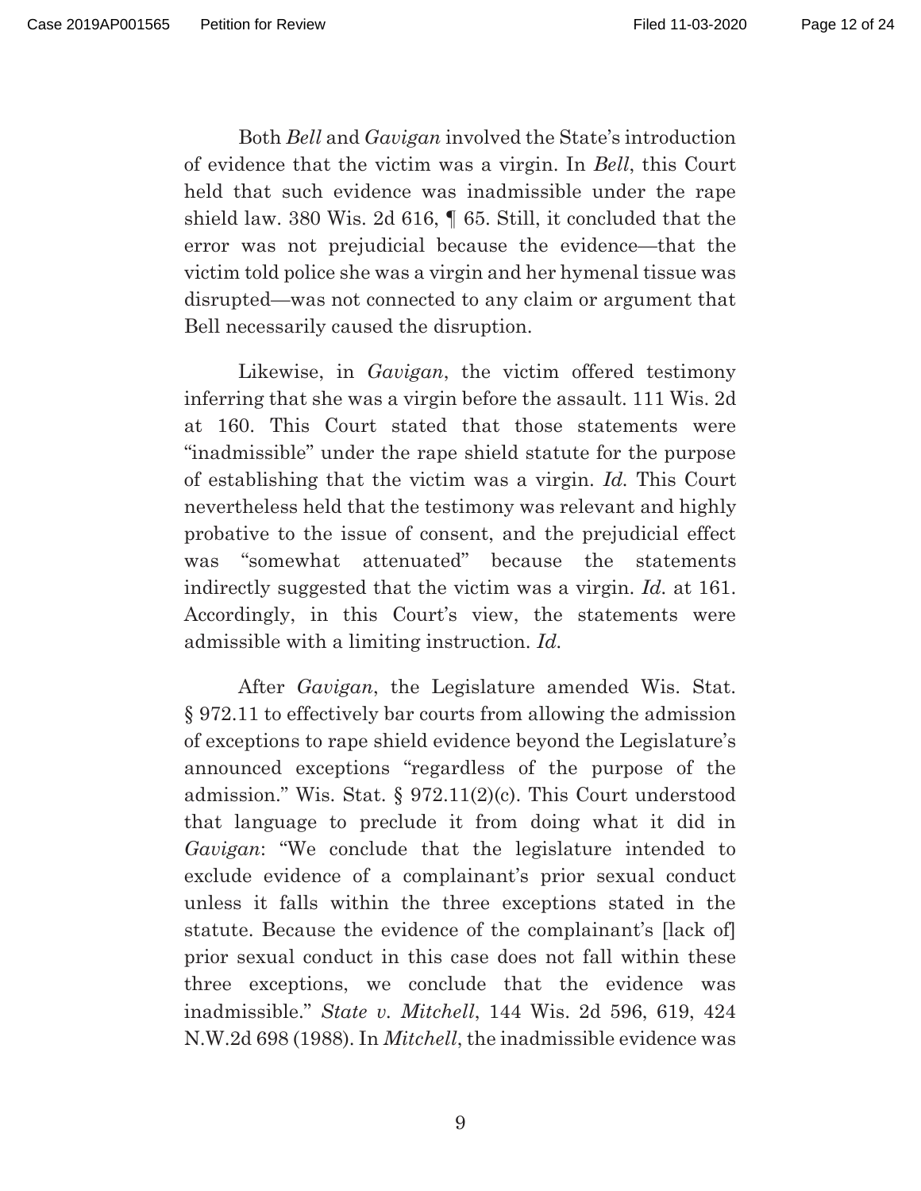Both *Bell* and *Gavigan* involved the State's introduction of evidence that the victim was a virgin. In *Bell*, this Court held that such evidence was inadmissible under the rape shield law. 380 Wis. 2d 616, ¶ 65. Still, it concluded that the error was not prejudicial because the evidence—that the victim told police she was a virgin and her hymenal tissue was disrupted—was not connected to any claim or argument that Bell necessarily caused the disruption.

Likewise, in *Gavigan*, the victim offered testimony inferring that she was a virgin before the assault. 111 Wis. 2d at 160. This Court stated that those statements were "inadmissible" under the rape shield statute for the purpose of establishing that the victim was a virgin. *Id.* This Court nevertheless held that the testimony was relevant and highly probative to the issue of consent, and the prejudicial effect was "somewhat attenuated" because the statements indirectly suggested that the victim was a virgin. *Id.* at 161. Accordingly, in this Court's view, the statements were admissible with a limiting instruction. *Id.*

After *Gavigan*, the Legislature amended Wis. Stat. § 972.11 to effectively bar courts from allowing the admission of exceptions to rape shield evidence beyond the Legislature's announced exceptions "regardless of the purpose of the admission." Wis. Stat. § 972.11(2)(c). This Court understood that language to preclude it from doing what it did in *Gavigan*: "We conclude that the legislature intended to exclude evidence of a complainant's prior sexual conduct unless it falls within the three exceptions stated in the statute. Because the evidence of the complainant's [lack of] prior sexual conduct in this case does not fall within these three exceptions, we conclude that the evidence was inadmissible." *State v. Mitchell*, 144 Wis. 2d 596, 619, 424 N.W.2d 698 (1988). In *Mitchell*, the inadmissible evidence was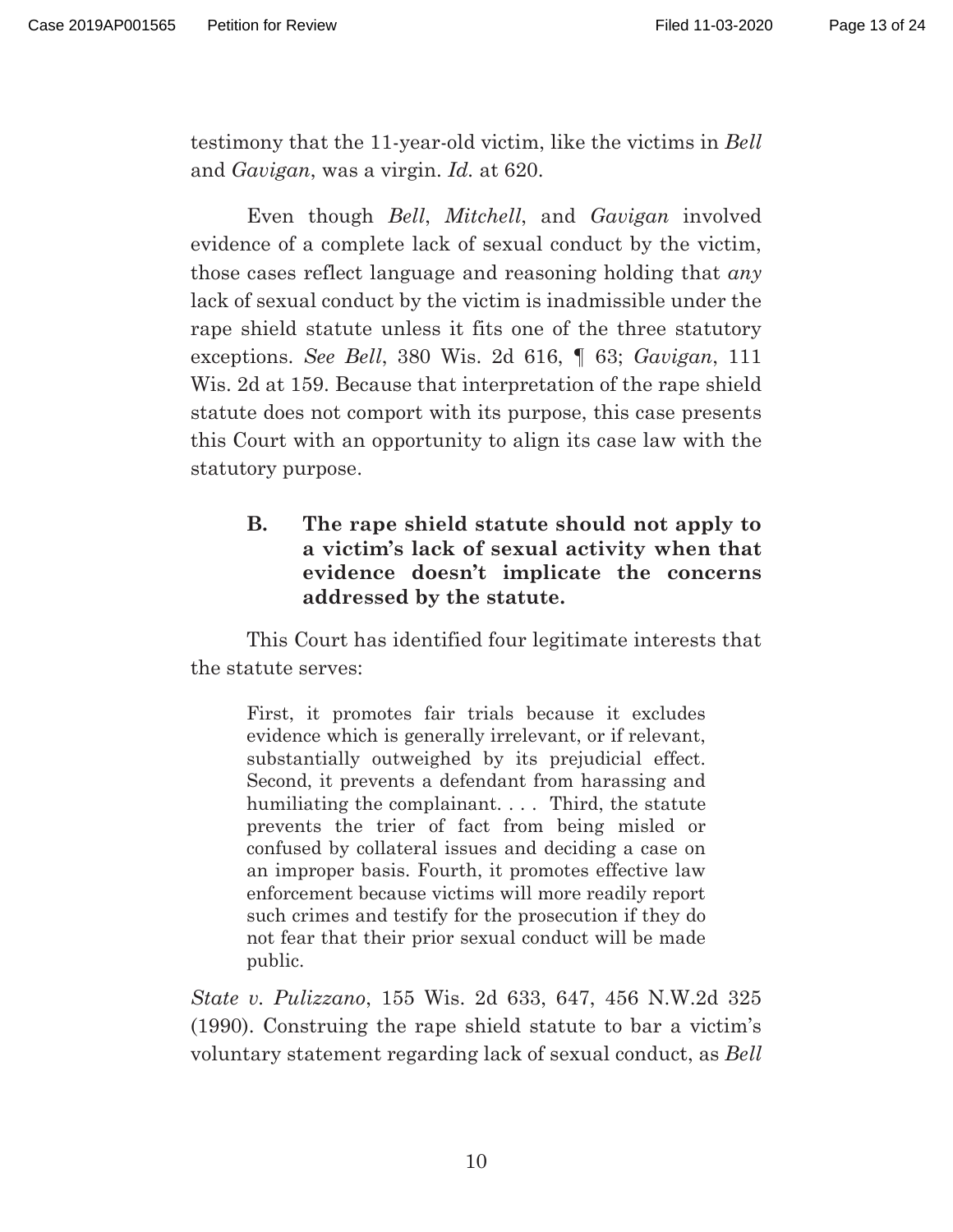testimony that the 11-year-old victim, like the victims in *Bell* and *Gavigan*, was a virgin. *Id.* at 620.

Even though *Bell*, *Mitchell*, and *Gavigan* involved evidence of a complete lack of sexual conduct by the victim, those cases reflect language and reasoning holding that *any* lack of sexual conduct by the victim is inadmissible under the rape shield statute unless it fits one of the three statutory exceptions. *See Bell*, 380 Wis. 2d 616, ¶ 63; *Gavigan*, 111 Wis. 2d at 159. Because that interpretation of the rape shield statute does not comport with its purpose, this case presents this Court with an opportunity to align its case law with the statutory purpose.

### B. The rape shield statute should not apply to a victim's lack of sexual activity when that evidence doesn't implicate the concerns addressed by the statute.

This Court has identified four legitimate interests that the statute serves:

> First, it promotes fair trials because it excludes evidence which is generally irrelevant, or if relevant, substantially outweighed by its prejudicial effect. Second, it prevents a defendant from harassing and humiliating the complainant. . . . Third, the statute prevents the trier of fact from being misled or confused by collateral issues and deciding a case on an improper basis. Fourth, it promotes effective law enforcement because victims will more readily report such crimes and testify for the prosecution if they do not fear that their prior sexual conduct will be made public.

*State v. Pulizzano*, 155 Wis. 2d 633, 647, 456 N.W.2d 325 (1990). Construing the rape shield statute to bar a victim's voluntary statement regarding lack of sexual conduct, as *Bell*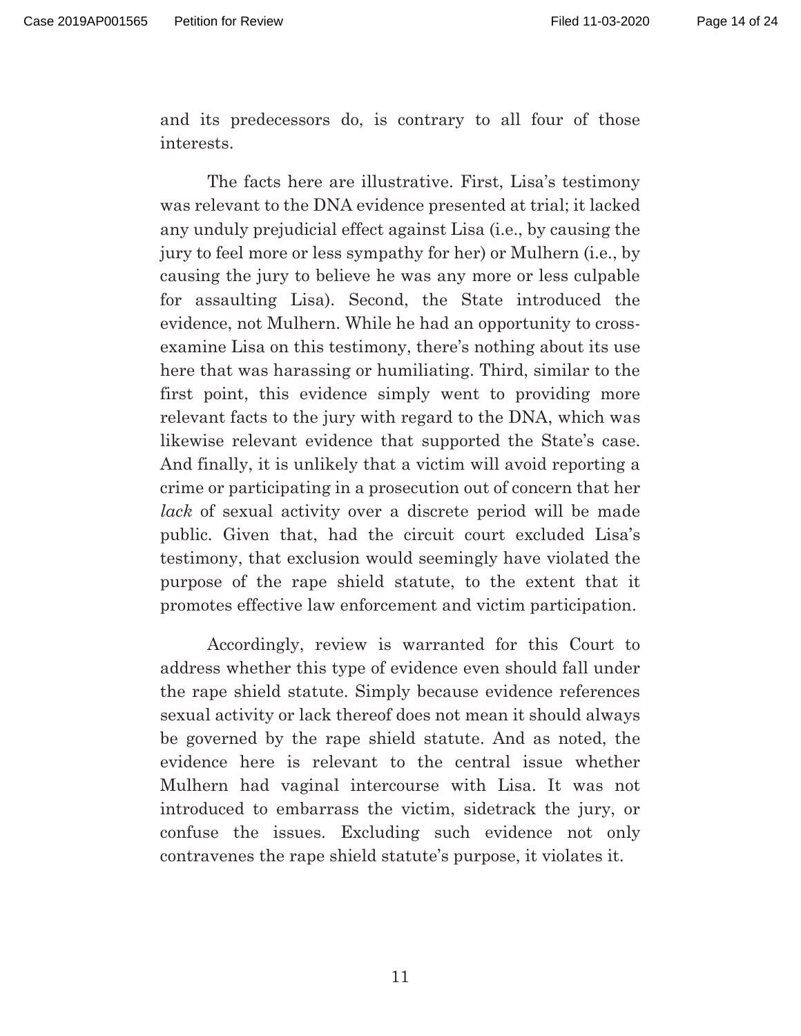and its predecessors do, is contrary to all four of those interests.

The facts here are illustrative. First, Lisa's testimony was relevant to the DNA evidence presented at trial; it lacked any unduly prejudicial effect against Lisa (i.e., by causing the jury to feel more or less sympathy for her) or Mulhern (i.e., by causing the jury to believe he was any more or less culpable for assaulting Lisa). Second, the State introduced the evidence, not Mulhern. While he had an opportunity to cross-examine Lisa on this testimony, there's nothing about its use here that was harassing or humiliating. Third, similar to the first point, this evidence simply went to providing more relevant facts to the jury with regard to the DNA, which was likewise relevant evidence that supported the State's case. And finally, it is unlikely that a victim will avoid reporting a crime or participating in a prosecution out of concern that her *lack* of sexual activity over a discrete period will be made public. Given that, had the circuit court excluded Lisa's testimony, that exclusion would seemingly have violated the purpose of the rape shield statute, to the extent that it promotes effective law enforcement and victim participation.

Accordingly, review is warranted for this Court to address whether this type of evidence even should fall under the rape shield statute. Simply because evidence references sexual activity or lack thereof does not mean it should always be governed by the rape shield statute. And as noted, the evidence here is relevant to the central issue whether Mulhern had vaginal intercourse with Lisa. It was not introduced to embarrass the victim, sidetrack the jury, or confuse the issues. Excluding such evidence not only contravenes the rape shield statute's purpose, it violates it.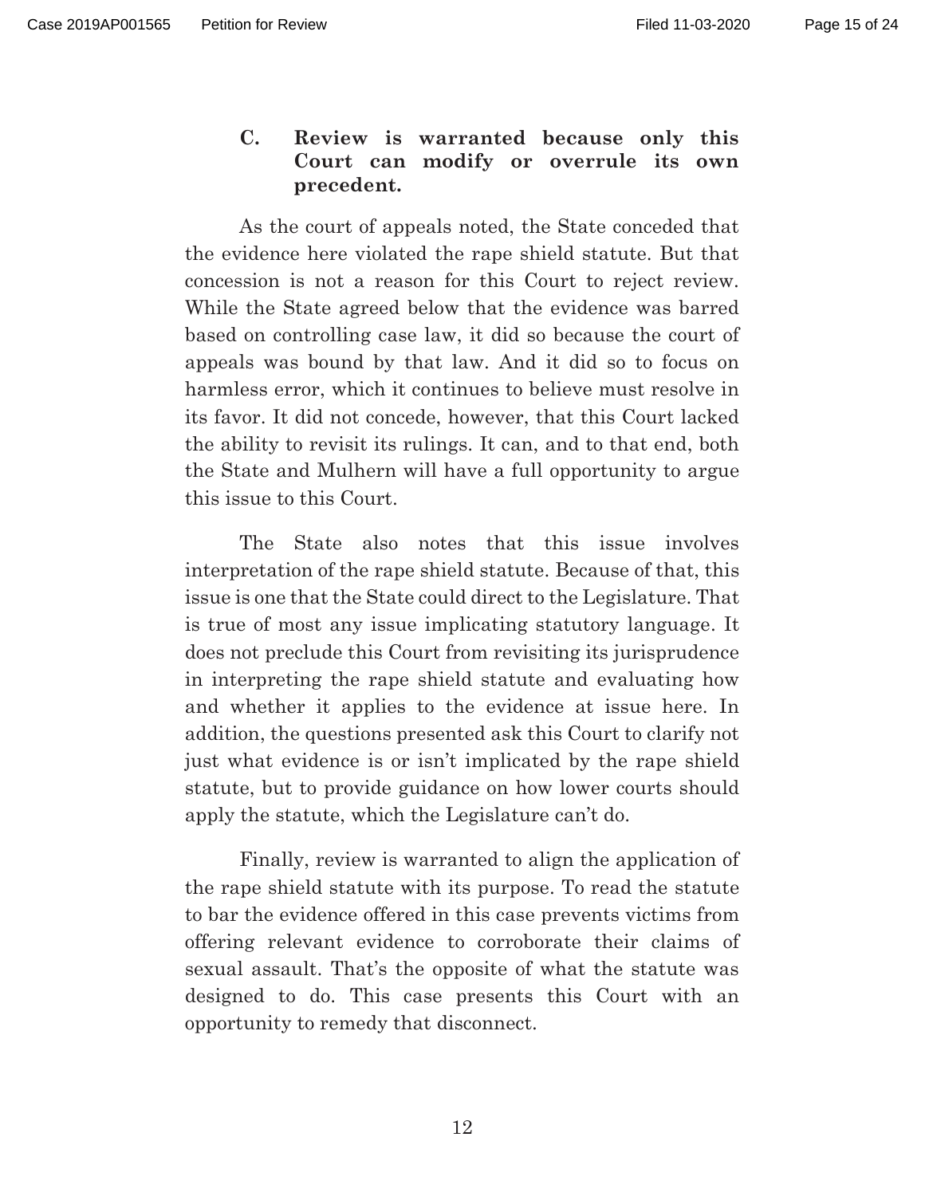### C. Review is warranted because only this Court can modify or overrule its own precedent.

As the court of appeals noted, the State conceded that the evidence here violated the rape shield statute. But that concession is not a reason for this Court to reject review. While the State agreed below that the evidence was barred based on controlling case law, it did so because the court of appeals was bound by that law. And it did so to focus on harmless error, which it continues to believe must resolve in its favor. It did not concede, however, that this Court lacked the ability to revisit its rulings. It can, and to that end, both the State and Mulhern will have a full opportunity to argue this issue to this Court.

The State also notes that this issue involves interpretation of the rape shield statute. Because of that, this issue is one that the State could direct to the Legislature. That is true of most any issue implicating statutory language. It does not preclude this Court from revisiting its jurisprudence in interpreting the rape shield statute and evaluating how and whether it applies to the evidence at issue here. In addition, the questions presented ask this Court to clarify not just what evidence is or isn't implicated by the rape shield statute, but to provide guidance on how lower courts should apply the statute, which the Legislature can't do.

Finally, review is warranted to align the application of the rape shield statute with its purpose. To read the statute to bar the evidence offered in this case prevents victims from offering relevant evidence to corroborate their claims of sexual assault. That's the opposite of what the statute was designed to do. This case presents this Court with an opportunity to remedy that disconnect.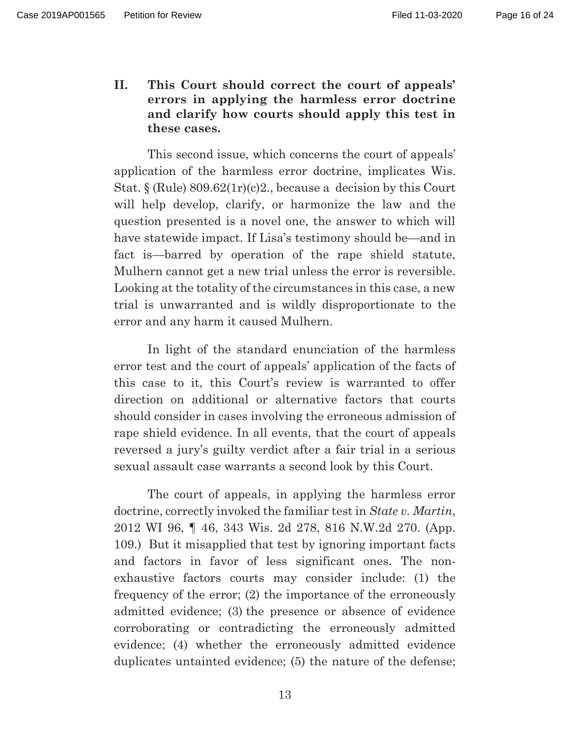## II. This Court should correct the court of appeals' errors in applying the harmless error doctrine and clarify how courts should apply this test in these cases.

This second issue, which concerns the court of appeals' application of the harmless error doctrine, implicates Wis. Stat. § (Rule) 809.62(1r)(c)2., because a decision by this Court will help develop, clarify, or harmonize the law and the question presented is a novel one, the answer to which will have statewide impact. If Lisa's testimony should be—and in fact is—barred by operation of the rape shield statute, Mulhern cannot get a new trial unless the error is reversible. Looking at the totality of the circumstances in this case, a new trial is unwarranted and is wildly disproportionate to the error and any harm it caused Mulhern.

In light of the standard enunciation of the harmless error test and the court of appeals' application of the facts of this case to it, this Court's review is warranted to offer direction on additional or alternative factors that courts should consider in cases involving the erroneous admission of rape shield evidence. In all events, that the court of appeals reversed a jury's guilty verdict after a fair trial in a serious sexual assault case warrants a second look by this Court.

The court of appeals, in applying the harmless error doctrine, correctly invoked the familiar test in *State v. Martin*, 2012 WI 96, ¶ 46, 343 Wis. 2d 278, 816 N.W.2d 270. (App. 109.) But it misapplied that test by ignoring important facts and factors in favor of less significant ones. The non-exhaustive factors courts may consider include: (1) the frequency of the error; (2) the importance of the erroneously admitted evidence; (3) the presence or absence of evidence corroborating or contradicting the erroneously admitted evidence; (4) whether the erroneously admitted evidence duplicates untainted evidence; (5) the nature of the defense;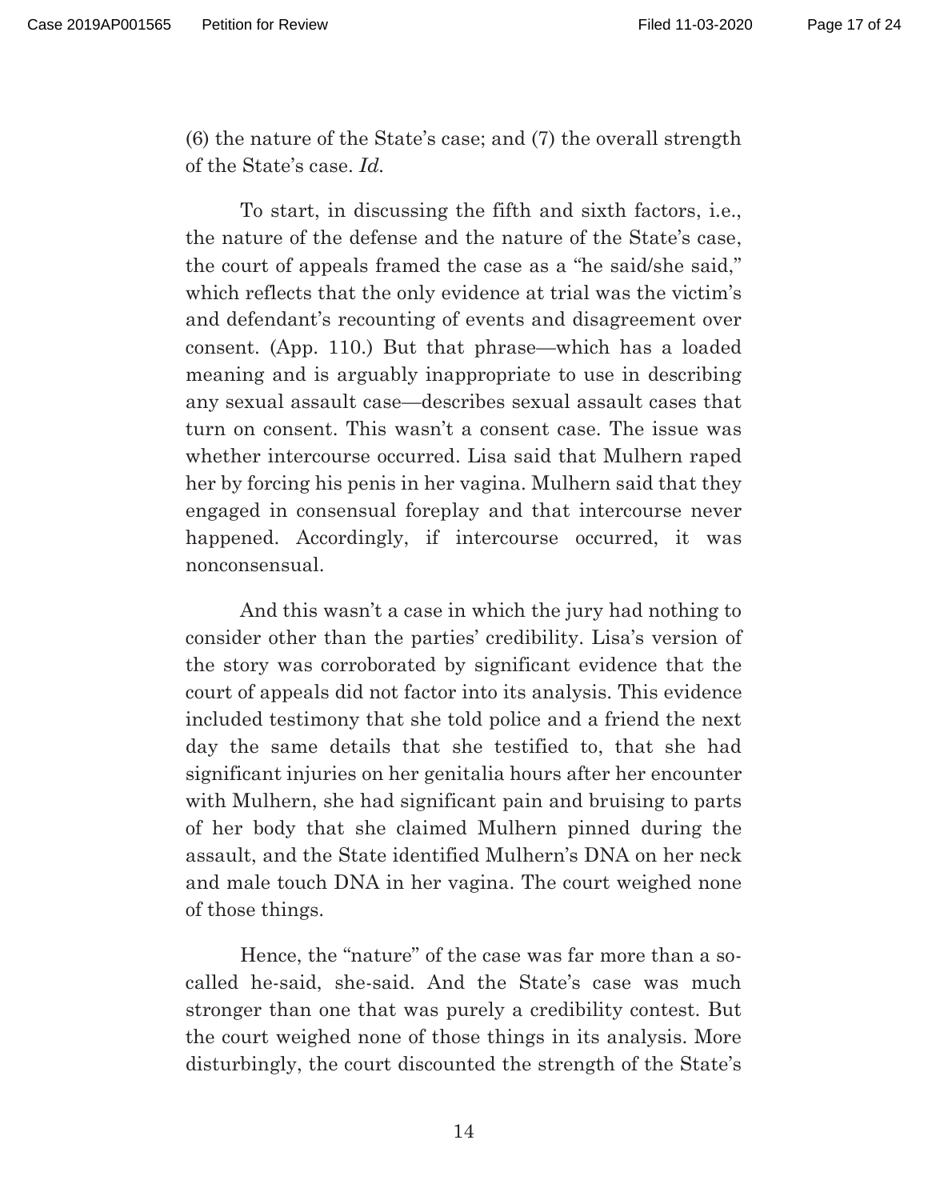(6) the nature of the State's case; and (7) the overall strength of the State's case. *Id.*

To start, in discussing the fifth and sixth factors, i.e., the nature of the defense and the nature of the State's case, the court of appeals framed the case as a "he said/she said," which reflects that the only evidence at trial was the victim's and defendant's recounting of events and disagreement over consent. (App. 110.) But that phrase—which has a loaded meaning and is arguably inappropriate to use in describing any sexual assault case—describes sexual assault cases that turn on consent. This wasn't a consent case. The issue was whether intercourse occurred. Lisa said that Mulhern raped her by forcing his penis in her vagina. Mulhern said that they engaged in consensual foreplay and that intercourse never happened. Accordingly, if intercourse occurred, it was nonconsensual.

And this wasn't a case in which the jury had nothing to consider other than the parties' credibility. Lisa's version of the story was corroborated by significant evidence that the court of appeals did not factor into its analysis. This evidence included testimony that she told police and a friend the next day the same details that she testified to, that she had significant injuries on her genitalia hours after her encounter with Mulhern, she had significant pain and bruising to parts of her body that she claimed Mulhern pinned during the assault, and the State identified Mulhern's DNA on her neck and male touch DNA in her vagina. The court weighed none of those things.

Hence, the "nature" of the case was far more than a so-called he-said, she-said. And the State's case was much stronger than one that was purely a credibility contest. But the court weighed none of those things in its analysis. More disturbingly, the court discounted the strength of the State's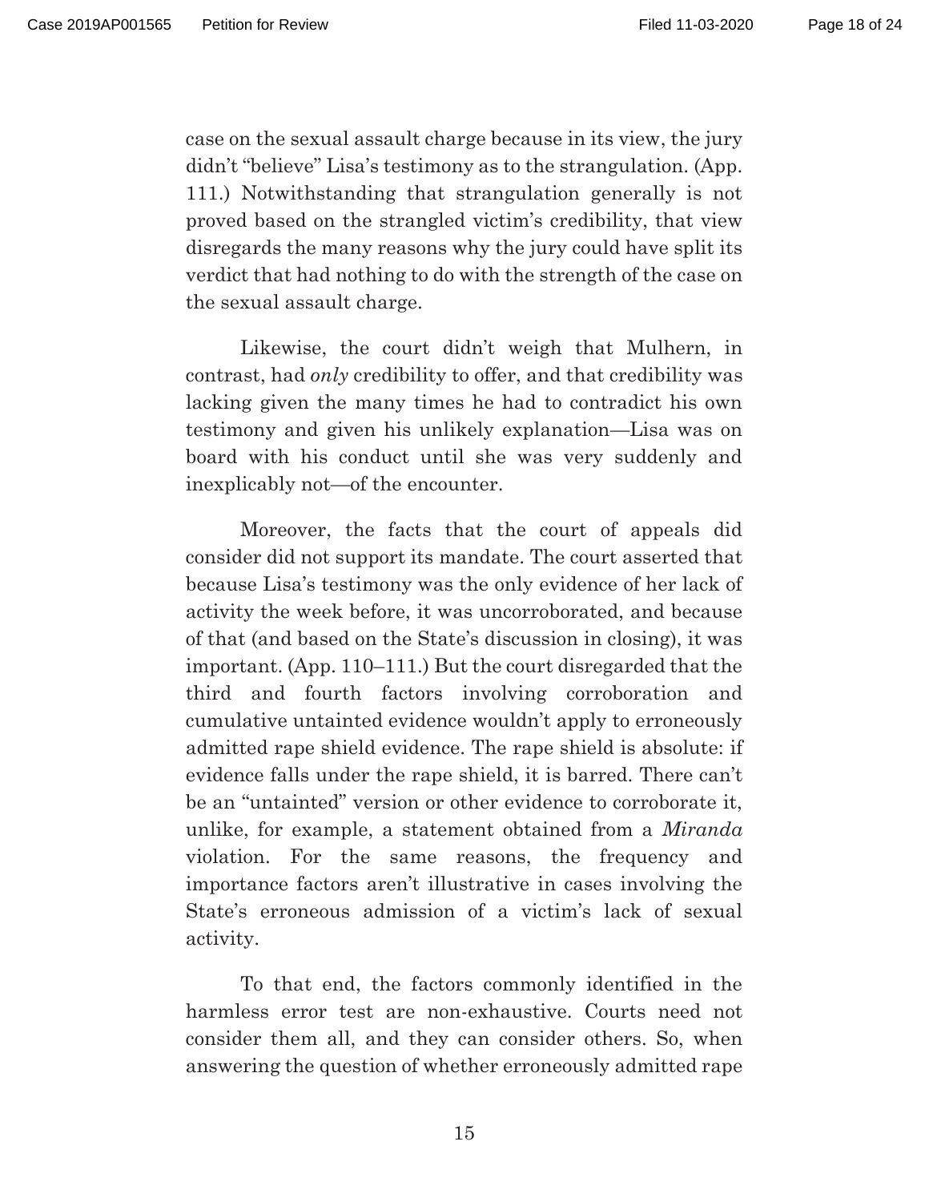case on the sexual assault charge because in its view, the jury didn't "believe" Lisa's testimony as to the strangulation. (App. 111.) Notwithstanding that strangulation generally is not proved based on the strangled victim's credibility, that view disregards the many reasons why the jury could have split its verdict that had nothing to do with the strength of the case on the sexual assault charge.

Likewise, the court didn't weigh that Mulhern, in contrast, had *only* credibility to offer, and that credibility was lacking given the many times he had to contradict his own testimony and given his unlikely explanation—Lisa was on board with his conduct until she was very suddenly and inexplicably not—of the encounter.

Moreover, the facts that the court of appeals did consider did not support its mandate. The court asserted that because Lisa's testimony was the only evidence of her lack of activity the week before, it was uncorroborated, and because of that (and based on the State's discussion in closing), it was important. (App. 110–111.) But the court disregarded that the third and fourth factors involving corroboration and cumulative untainted evidence wouldn't apply to erroneously admitted rape shield evidence. The rape shield is absolute: if evidence falls under the rape shield, it is barred. There can't be an "untainted" version or other evidence to corroborate it, unlike, for example, a statement obtained from a *Miranda* violation. For the same reasons, the frequency and importance factors aren't illustrative in cases involving the State's erroneous admission of a victim's lack of sexual activity.

To that end, the factors commonly identified in the harmless error test are non-exhaustive. Courts need not consider them all, and they can consider others. So, when answering the question of whether erroneously admitted rape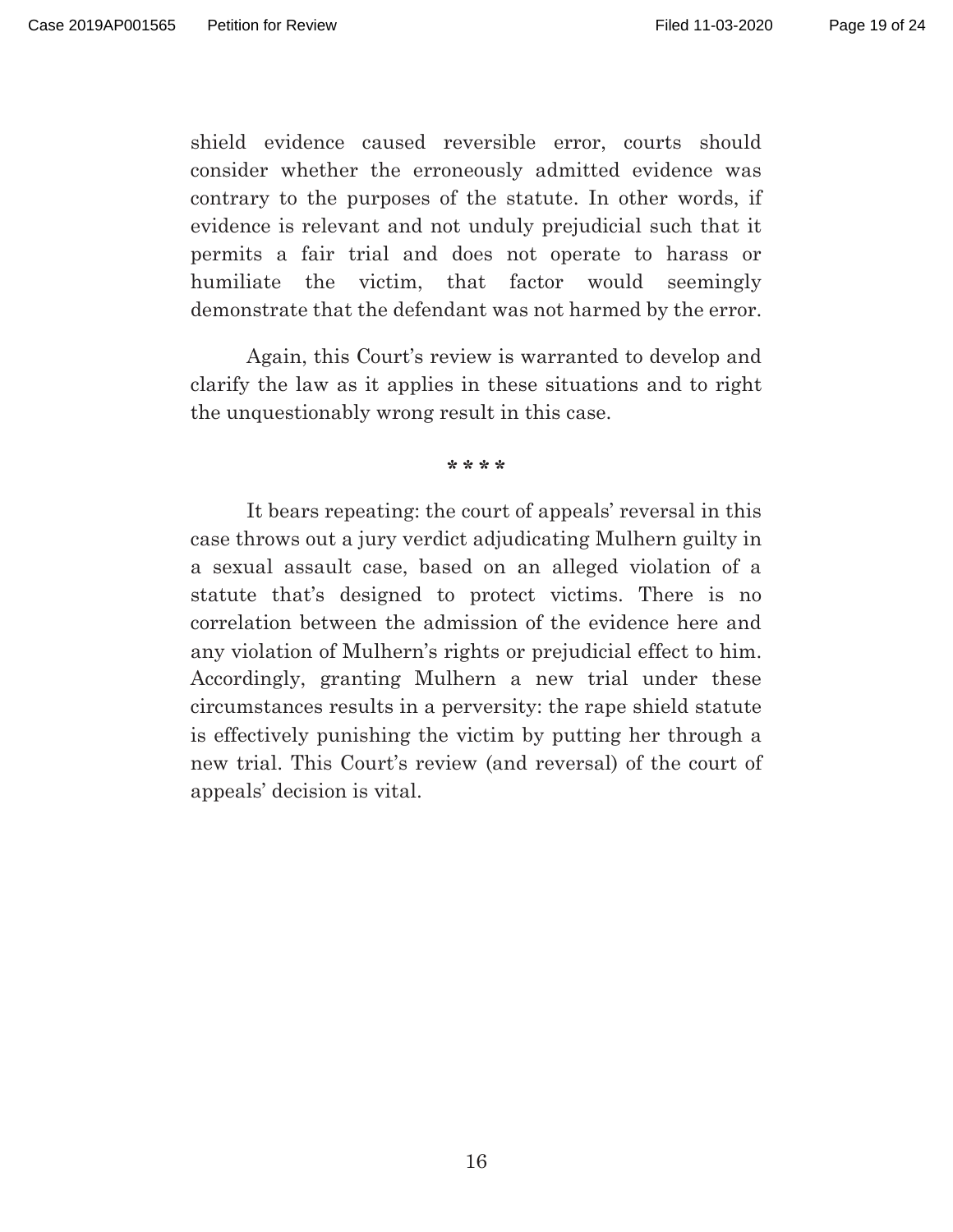shield evidence caused reversible error, courts should consider whether the erroneously admitted evidence was contrary to the purposes of the statute. In other words, if evidence is relevant and not unduly prejudicial such that it permits a fair trial and does not operate to harass or humiliate the victim, that factor would seemingly demonstrate that the defendant was not harmed by the error.

Again, this Court's review is warranted to develop and clarify the law as it applies in these situations and to right the unquestionably wrong result in this case.

\* \* \* \*

It bears repeating: the court of appeals' reversal in this case throws out a jury verdict adjudicating Mulhern guilty in a sexual assault case, based on an alleged violation of a statute that's designed to protect victims. There is no correlation between the admission of the evidence here and any violation of Mulhern's rights or prejudicial effect to him. Accordingly, granting Mulhern a new trial under these circumstances results in a perversity: the rape shield statute is effectively punishing the victim by putting her through a new trial. This Court's review (and reversal) of the court of appeals' decision is vital.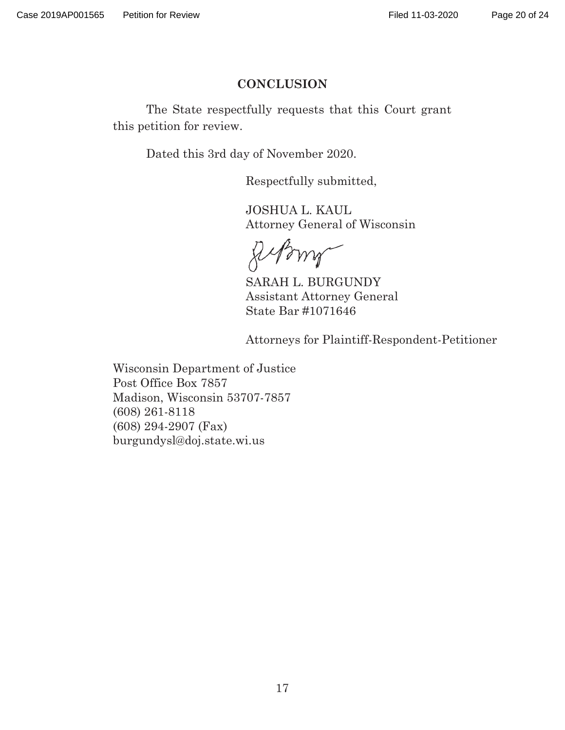## CONCLUSION

The State respectfully requests that this Court grant this petition for review.

Dated this 3rd day of November 2020.

Respectfully submitted,

JOSHUA L. KAUL
Attorney General of Wisconsin

SARAH L. BURGUNDY
Assistant Attorney General
State Bar #1071646

Attorneys for Plaintiff-Respondent-Petitioner

Wisconsin Department of Justice
Post Office Box 7857
Madison, Wisconsin 53707-7857
(608) 261-8118
(608) 294-2907 (Fax)
burgundysl@doj.state.wi.us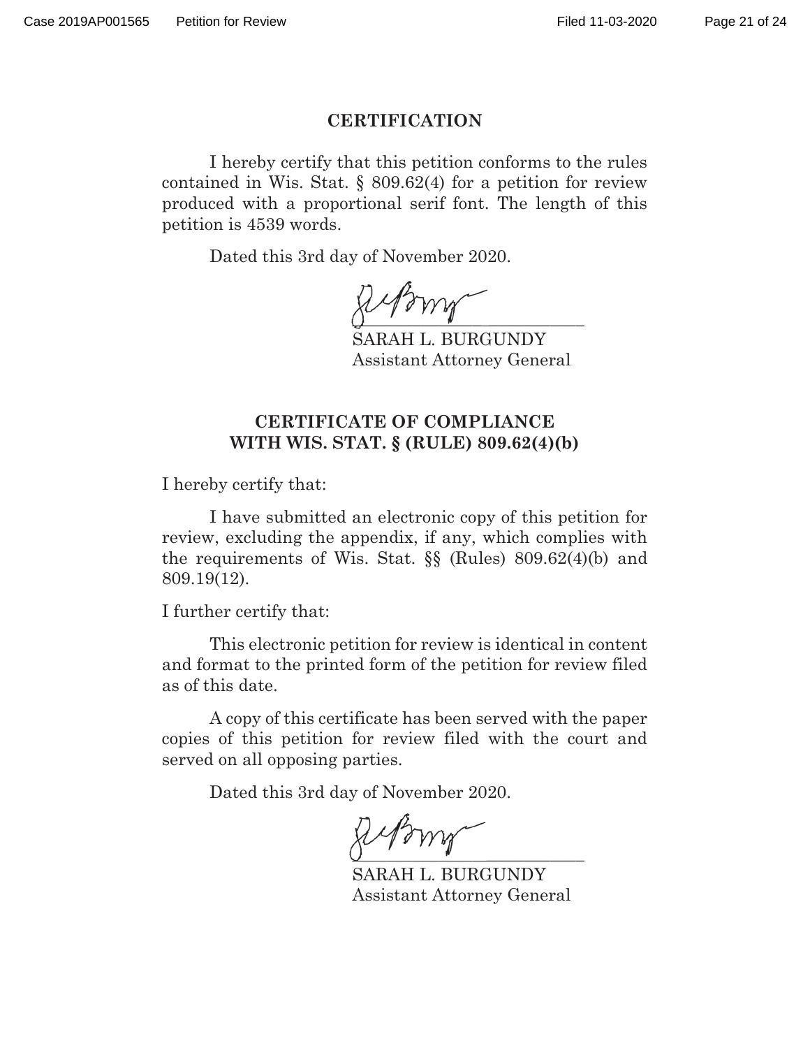## CERTIFICATION

I hereby certify that this petition conforms to the rules contained in Wis. Stat. § 809.62(4) for a petition for review produced with a proportional serif font. The length of this petition is 4539 words.

Dated this 3rd day of November 2020.

SARAH L. BURGUNDY
Assistant Attorney General

## CERTIFICATE OF COMPLIANCE WITH WIS. STAT. § (RULE) 809.62(4)(b)

I hereby certify that:

I have submitted an electronic copy of this petition for review, excluding the appendix, if any, which complies with the requirements of Wis. Stat. §§ (Rules) 809.62(4)(b) and 809.19(12).

I further certify that:

This electronic petition for review is identical in content and format to the printed form of the petition for review filed as of this date.

A copy of this certificate has been served with the paper copies of this petition for review filed with the court and served on all opposing parties.

Dated this 3rd day of November 2020.

SARAH L. BURGUNDY
Assistant Attorney General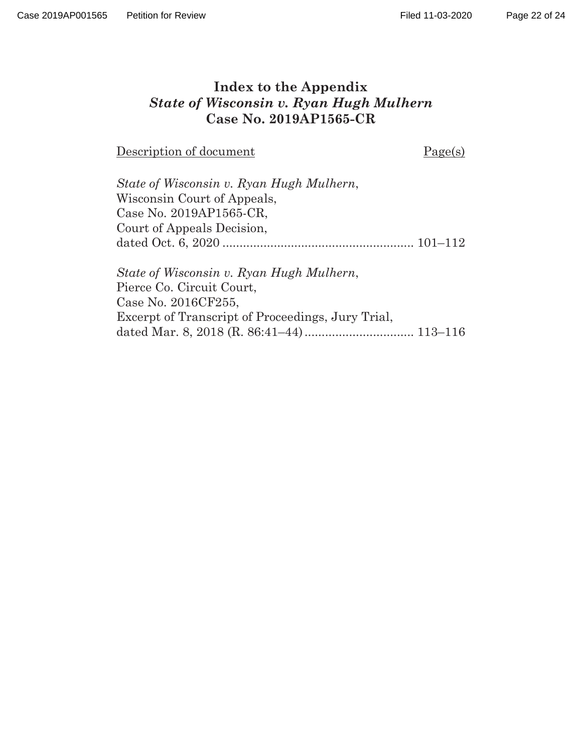# Index to the Appendix
## *State of Wisconsin v. Ryan Hugh Mulhern*
## Case No. 2019AP1565-CR

<u>Description of document</u> <u>Page(s)</u>

*State of Wisconsin v. Ryan Hugh Mulhern*,
Wisconsin Court of Appeals,
Case No. 2019AP1565-CR,
Court of Appeals Decision,
dated Oct. 6, 2020 ........................................................ 101–112

*State of Wisconsin v. Ryan Hugh Mulhern*,
Pierce Co. Circuit Court,
Case No. 2016CF255,
Excerpt of Transcript of Proceedings, Jury Trial,
dated Mar. 8, 2018 (R. 86:41–44) ................................ 113–116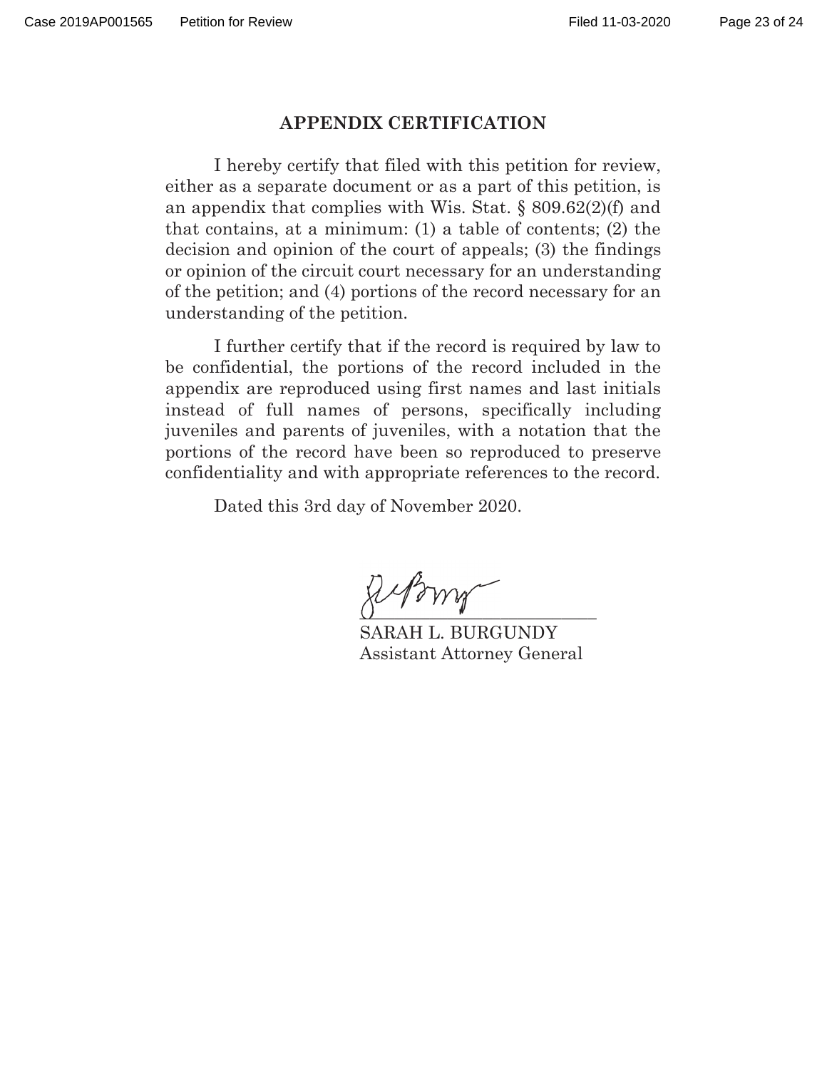## APPENDIX CERTIFICATION

I hereby certify that filed with this petition for review, either as a separate document or as a part of this petition, is an appendix that complies with Wis. Stat. § 809.62(2)(f) and that contains, at a minimum: (1) a table of contents; (2) the decision and opinion of the court of appeals; (3) the findings or opinion of the circuit court necessary for an understanding of the petition; and (4) portions of the record necessary for an understanding of the petition.

I further certify that if the record is required by law to be confidential, the portions of the record included in the appendix are reproduced using first names and last initials instead of full names of persons, specifically including juveniles and parents of juveniles, with a notation that the portions of the record have been so reproduced to preserve confidentiality and with appropriate references to the record.

Dated this 3rd day of November 2020.

\_\_\_\_\_\_\_\_\_\_\_\_\_\_\_\_\_\_\_\_\_\_\_\_\_\_\_\_
SARAH L. BURGUNDY
Assistant Attorney General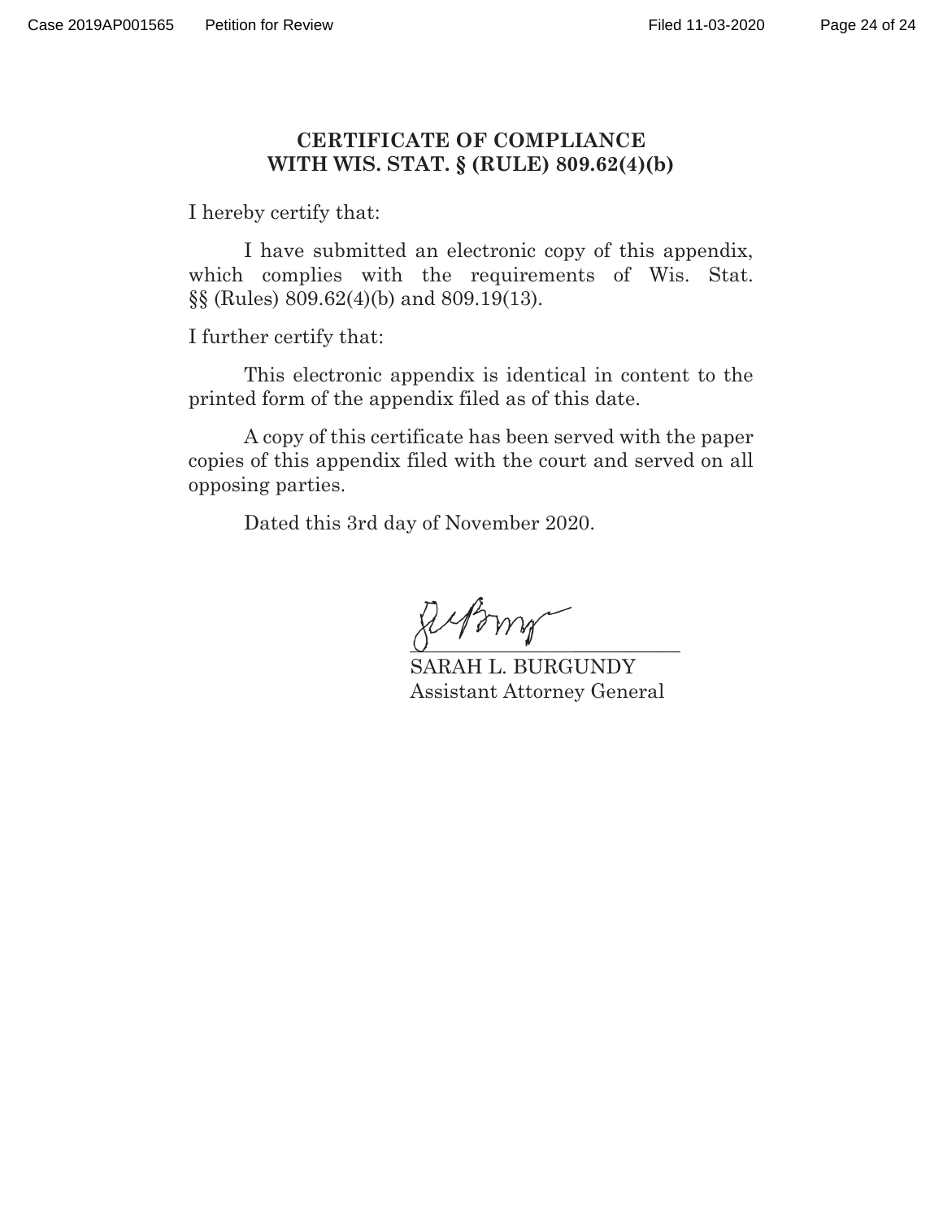## CERTIFICATE OF COMPLIANCE WITH WIS. STAT. § (RULE) 809.62(4)(b)

I hereby certify that:

I have submitted an electronic copy of this appendix, which complies with the requirements of Wis. Stat. §§ (Rules) 809.62(4)(b) and 809.19(13).

I further certify that:

This electronic appendix is identical in content to the printed form of the appendix filed as of this date.

A copy of this certificate has been served with the paper copies of this appendix filed with the court and served on all opposing parties.

Dated this 3rd day of November 2020.

\_\_\_\_\_\_\_\_\_\_\_\_\_\_\_\_\_\_\_\_\_\_\_\_\_\_\_\_
SARAH L. BURGUNDY
Assistant Attorney General